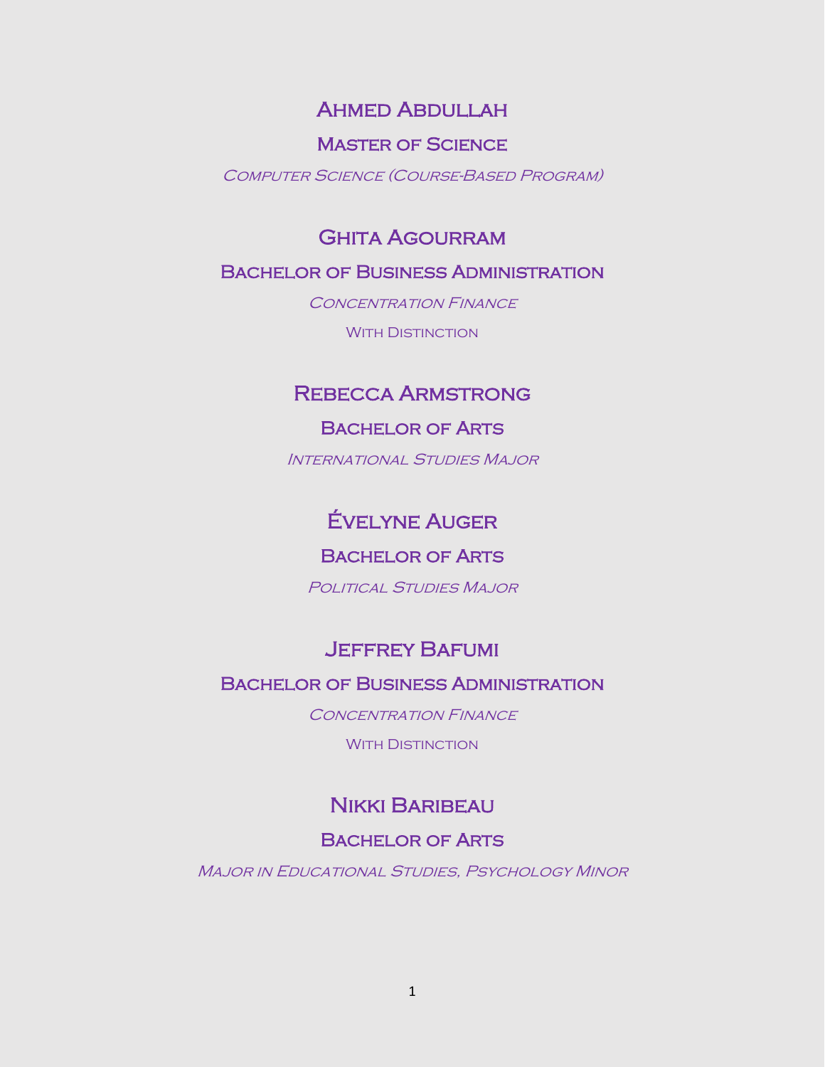## Ahmed Abdullah

### Master of Science

*Computer Science (Course-Based Program)*

## Ghita Agourram

### Bachelor of Business Administration

*Concentration Finance*

With Distinction

## Rebecca Armstrong

### Bachelor of Arts

*International Studies Major*

## Évelyne Auger

### Bachelor of Arts

*Political Studies Major*

## Jeffrey Bafumi

### Bachelor of Business Administration

*Concentration Finance*

With Distinction

## Nikki Baribeau

### Bachelor of Arts

*Major in Educational Studies, Psychology Minor*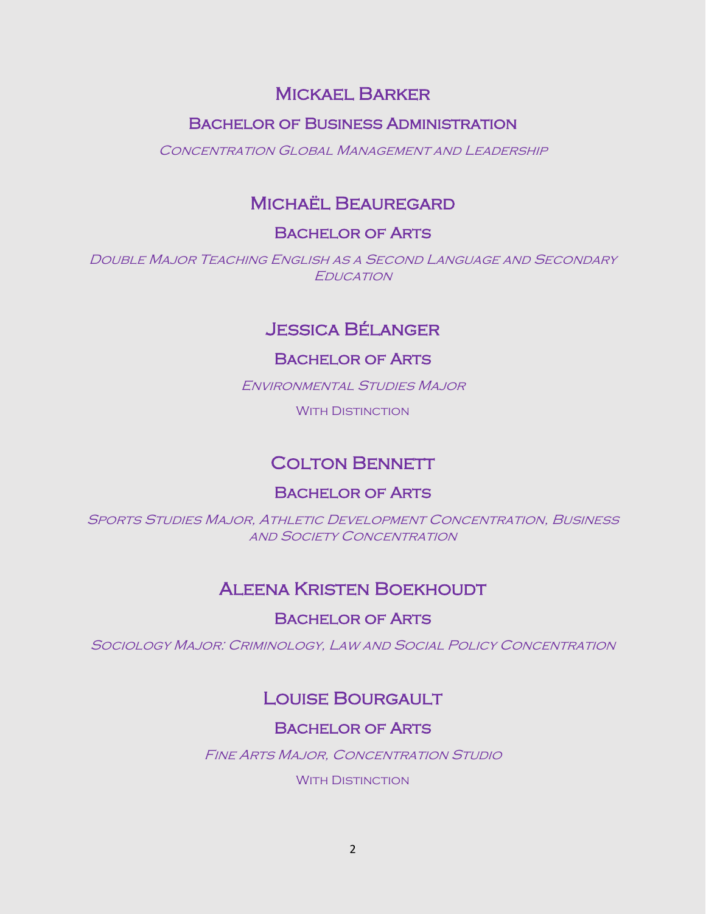## Mickael Barker

### Bachelor of Business Administration

*Concentration Global Management and Leadership*

## Michaël Beauregard

### Bachelor of Arts

*Double Major Teaching English as a Second Language and Secondary Education*

## Jessica Bélanger

### Bachelor of Arts

*Environmental Studies Major*

With Distinction

## Colton Bennett

### Bachelor of Arts

*Sports Studies Major, Athletic Development Concentration, Business and Society Concentration*

## Aleena Kristen Boekhoudt

### Bachelor of Arts

*Sociology Major: Criminology, Law and Social Policy Concentration*

## Louise Bourgault

### Bachelor of Arts

*Fine Arts Major, Concentration Studio*

With Distinction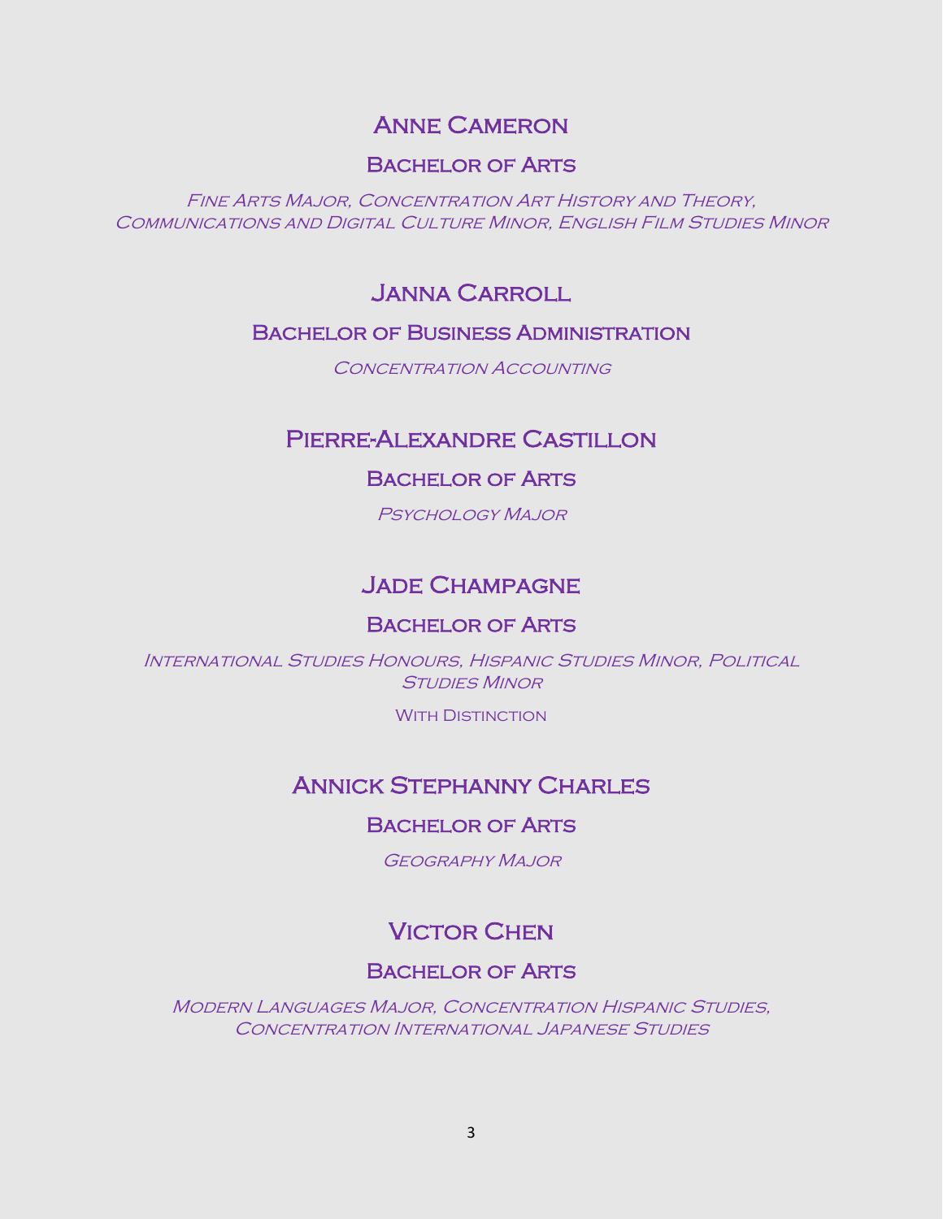## Anne Cameron

### Bachelor of Arts

*Fine Arts Major, Concentration Art History and Theory, Communications and Digital Culture Minor, English Film Studies Minor*

## Janna Carroll

### Bachelor of Business Administration

*Concentration Accounting*

## Pierre-Alexandre Castillon

### Bachelor of Arts

*Psychology Major*

## Jade Champagne

### Bachelor of Arts

*International Studies Honours, Hispanic Studies Minor, Political Studies Minor*

With Distinction

## Annick Stephanny Charles

### Bachelor of Arts

*Geography Major*

## Victor Chen

### Bachelor of Arts

*Modern Languages Major, Concentration Hispanic Studies, Concentration International Japanese Studies*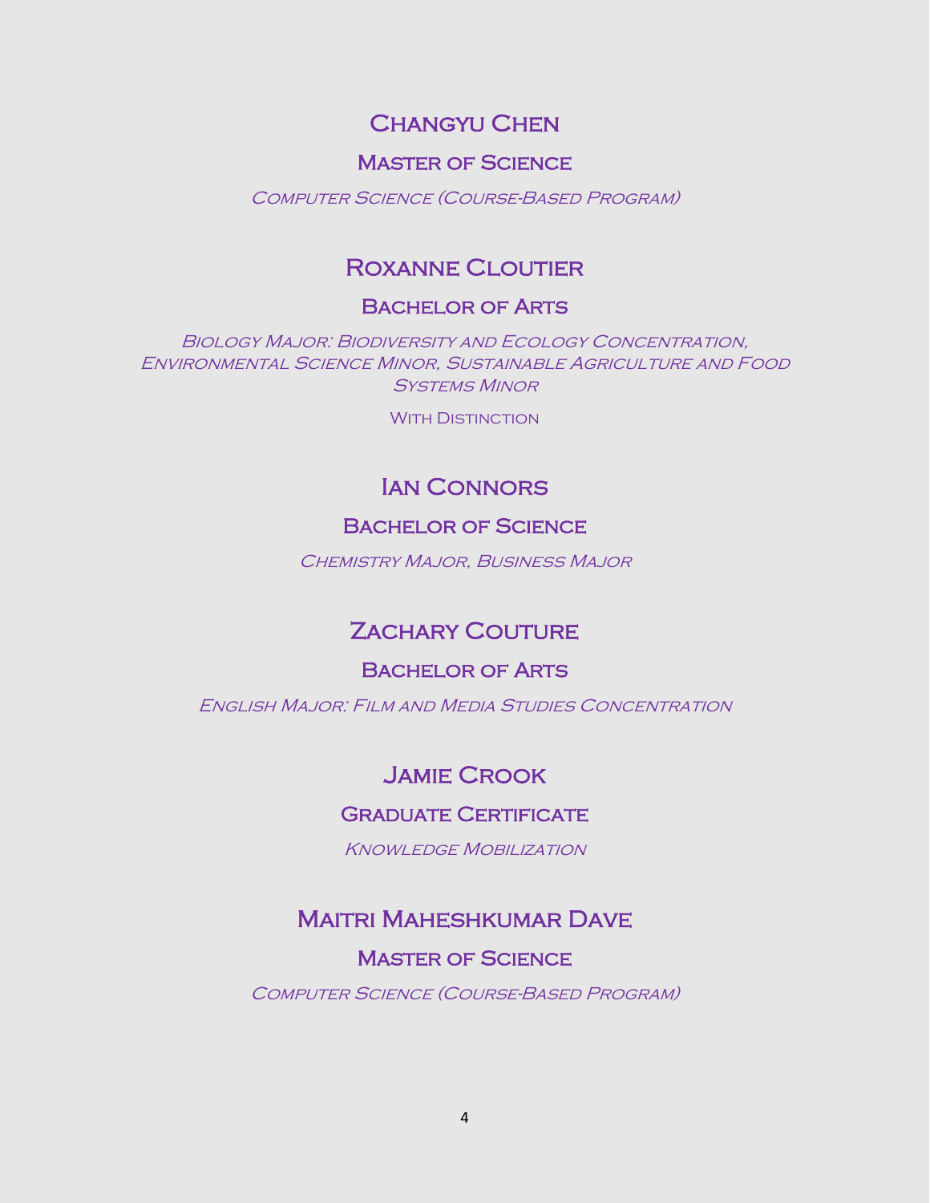## Changyu Chen

### Master of Science

*Computer Science (Course-Based Program)*

## Roxanne Cloutier

### Bachelor of Arts

*Biology Major: Biodiversity and Ecology Concentration, Environmental Science Minor, Sustainable Agriculture and Food Systems Minor*

With Distinction

## Ian Connors

### Bachelor of Science

*Chemistry Major, Business Major*

## Zachary Couture

### Bachelor of Arts

*English Major: Film and Media Studies Concentration*

## Jamie Crook

### Graduate Certificate

*Knowledge Mobilization*

## Maitri Maheshkumar Dave

### Master of Science

*Computer Science (Course-Based Program)*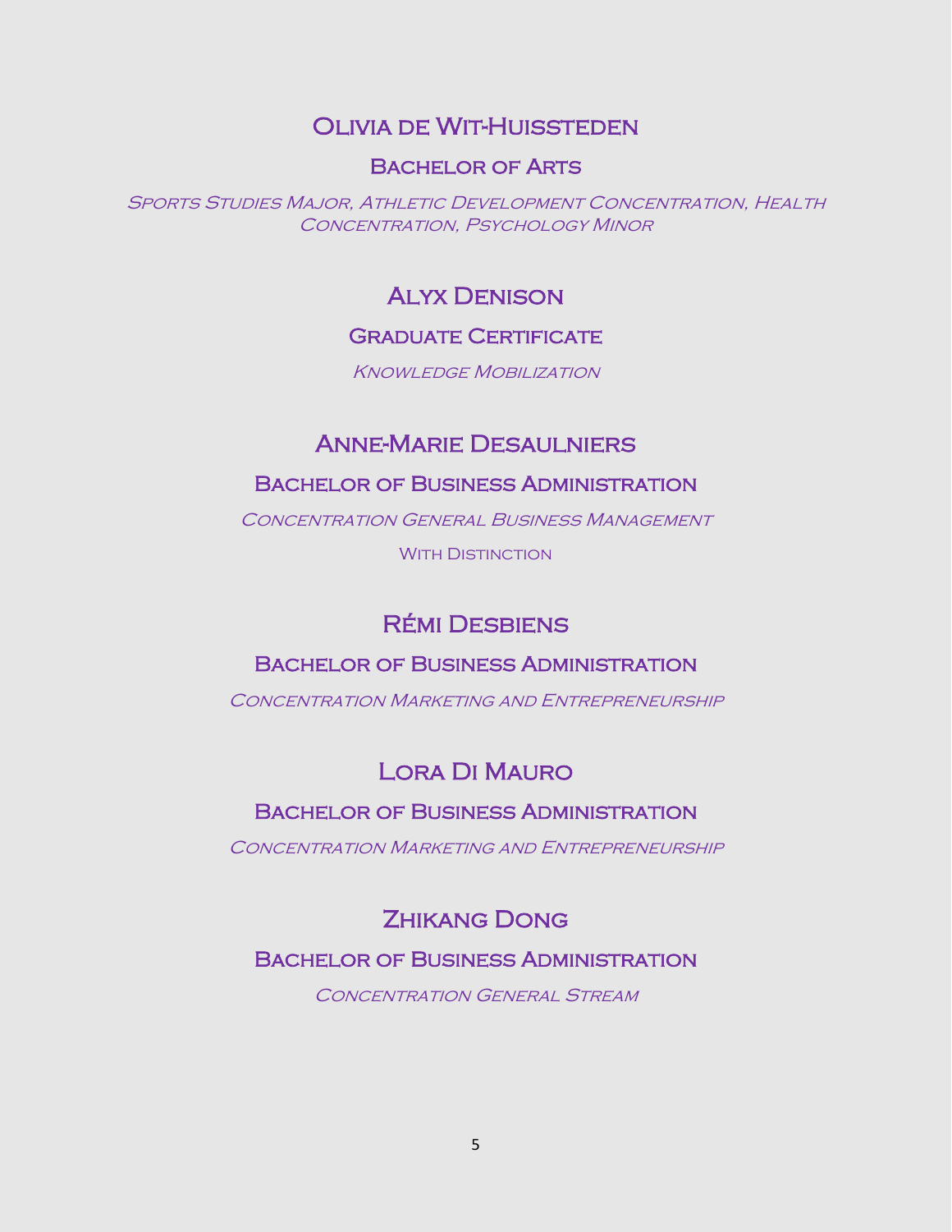## Olivia de Wit-Huissteden

### Bachelor of Arts

*Sports Studies Major, Athletic Development Concentration, Health Concentration, Psychology Minor*

## Alyx Denison

### Graduate Certificate

*Knowledge Mobilization*

## Anne-Marie Desaulniers

### Bachelor of Business Administration

*Concentration General Business Management*

With Distinction

## Rémi Desbiens

### Bachelor of Business Administration

*Concentration Marketing and Entrepreneurship*

## Lora Di Mauro

### Bachelor of Business Administration

*Concentration Marketing and Entrepreneurship*

## Zhikang Dong

### Bachelor of Business Administration

*Concentration General Stream*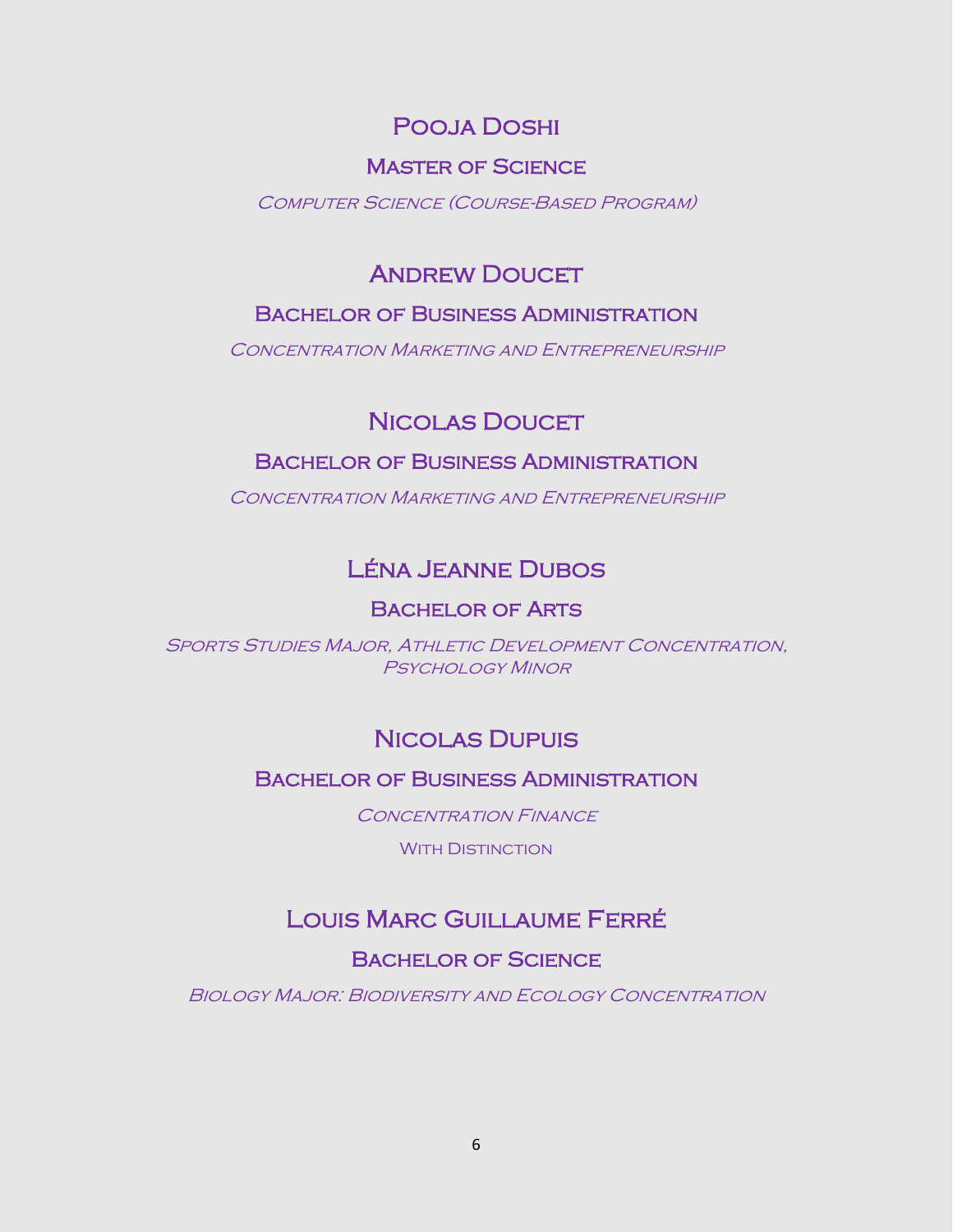## Pooja Doshi

### Master of Science

*Computer Science (Course-Based Program)*

## Andrew Doucet

### Bachelor of Business Administration

*Concentration Marketing and Entrepreneurship*

## Nicolas Doucet

### Bachelor of Business Administration

*Concentration Marketing and Entrepreneurship*

## Léna Jeanne Dubos

### Bachelor of Arts

*Sports Studies Major, Athletic Development Concentration, Psychology Minor*

## Nicolas Dupuis

### Bachelor of Business Administration

*Concentration Finance*

With Distinction

## Louis Marc Guillaume Ferré

### Bachelor of Science

*Biology Major: Biodiversity and Ecology Concentration*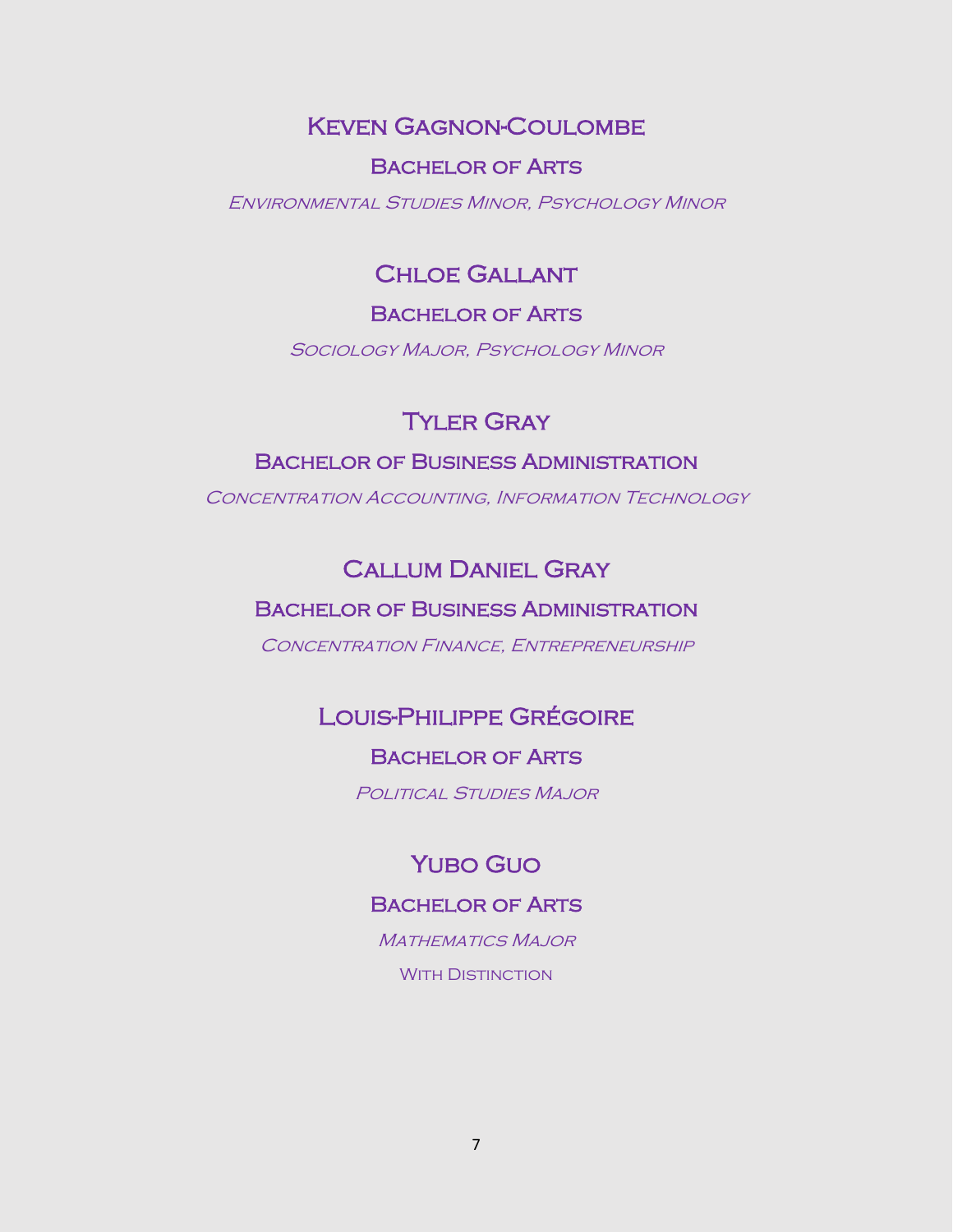## Keven Gagnon-Coulombe

### Bachelor of Arts

*Environmental Studies Minor, Psychology Minor*

## Chloe Gallant

### Bachelor of Arts

*Sociology Major, Psychology Minor*

## Tyler Gray

### Bachelor of Business Administration

*Concentration Accounting, Information Technology*

## Callum Daniel Gray

### Bachelor of Business Administration

*Concentration Finance, Entrepreneurship*

## Louis-Philippe Grégoire

### Bachelor of Arts

*Political Studies Major*

## Yubo Guo

### Bachelor of Arts

*Mathematics Major*

With Distinction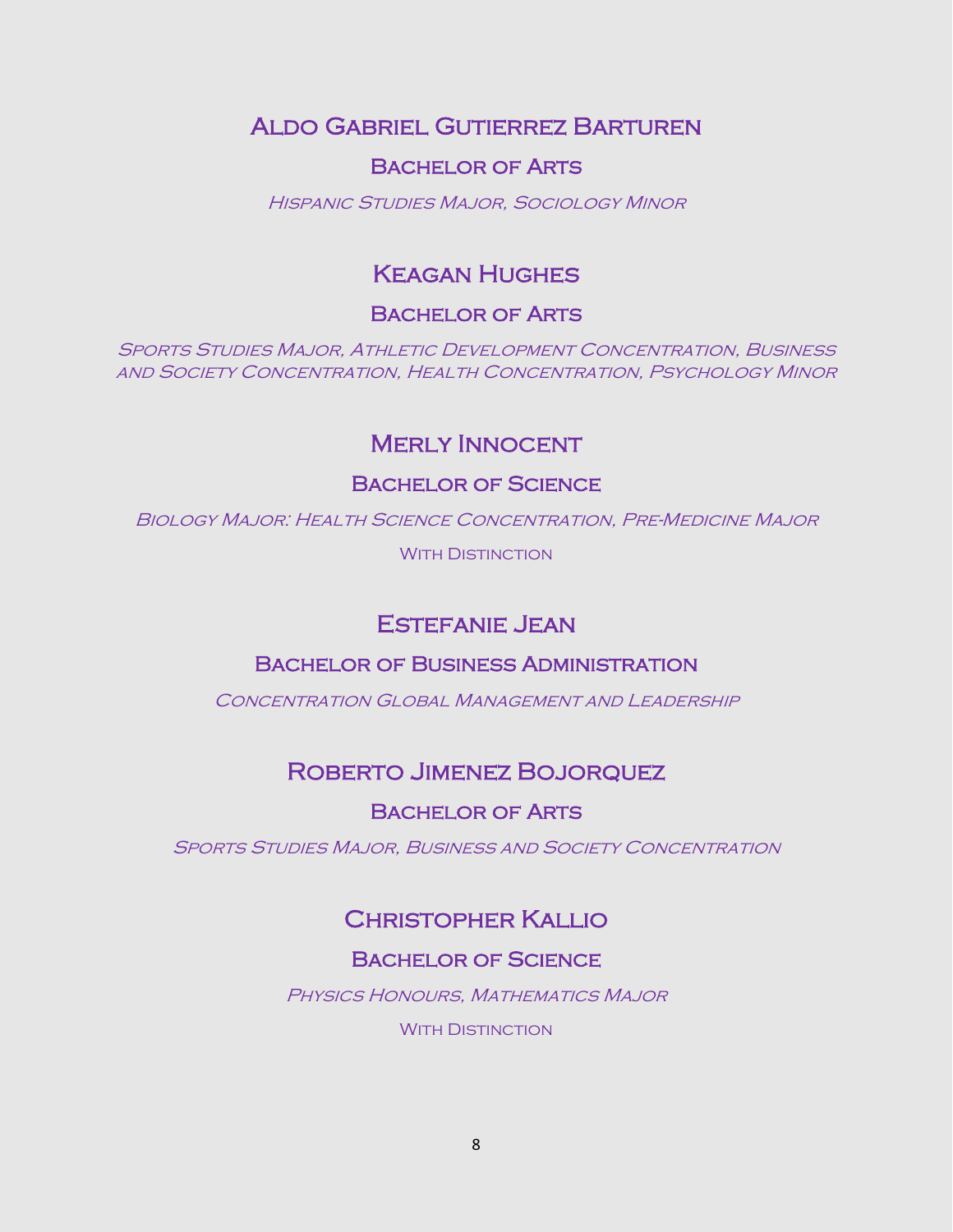## Aldo Gabriel Gutierrez Barturen

### Bachelor of Arts

*Hispanic Studies Major, Sociology Minor*

## Keagan Hughes

### Bachelor of Arts

*Sports Studies Major, Athletic Development Concentration, Business and Society Concentration, Health Concentration, Psychology Minor*

## Merly Innocent

### Bachelor of Science

*Biology Major: Health Science Concentration, Pre-Medicine Major*

With Distinction

## Estefanie Jean

### Bachelor of Business Administration

*Concentration Global Management and Leadership*

## Roberto Jimenez Bojorquez

### Bachelor of Arts

*Sports Studies Major, Business and Society Concentration*

## Christopher Kallio

### Bachelor of Science

*Physics Honours, Mathematics Major*

With Distinction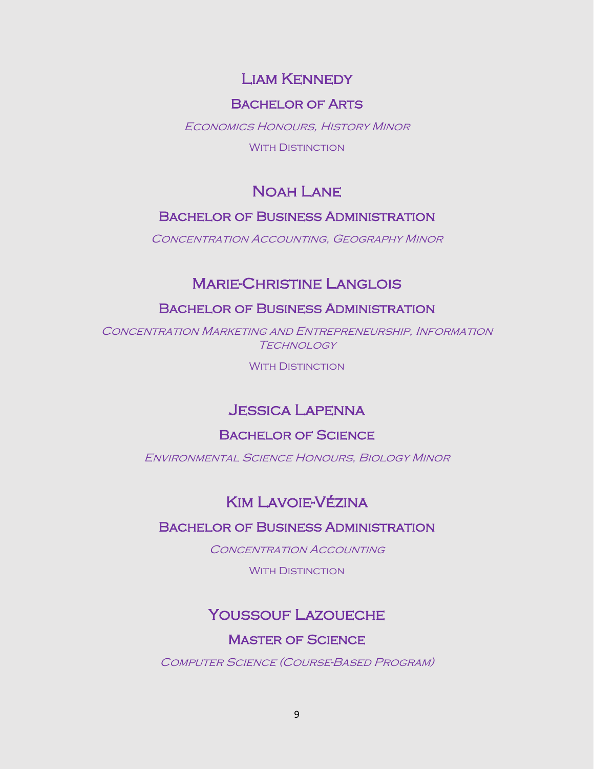## Liam Kennedy

### Bachelor of Arts

*Economics Honours, History Minor*

With Distinction

## Noah Lane

### Bachelor of Business Administration

*Concentration Accounting, Geography Minor*

## Marie-Christine Langlois

### Bachelor of Business Administration

*Concentration Marketing and Entrepreneurship, Information Technology*

With Distinction

## Jessica Lapenna

### Bachelor of Science

*Environmental Science Honours, Biology Minor*

## Kim Lavoie-Vézina

### Bachelor of Business Administration

*Concentration Accounting*

With Distinction

## Youssouf Lazoueche

### Master of Science

*Computer Science (Course-Based Program)*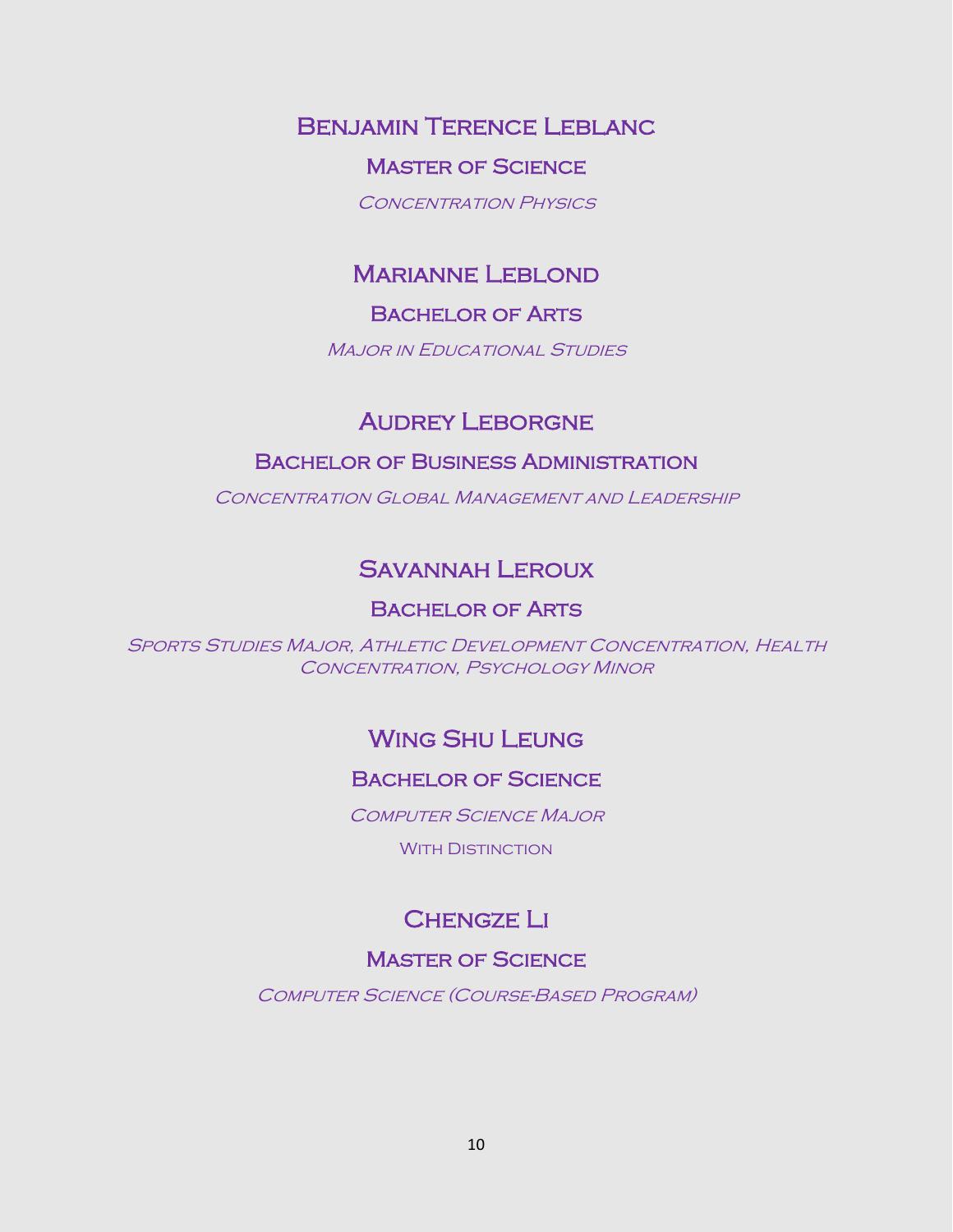## Benjamin Terence Leblanc

### Master of Science

*Concentration Physics*

## Marianne Leblond

### Bachelor of Arts

*Major in Educational Studies*

## Audrey Leborgne

### Bachelor of Business Administration

*Concentration Global Management and Leadership*

## Savannah Leroux

### Bachelor of Arts

*Sports Studies Major, Athletic Development Concentration, Health Concentration, Psychology Minor*

## Wing Shu Leung

### Bachelor of Science

*Computer Science Major*

With Distinction

## Chengze Li

### Master of Science

*Computer Science (Course-Based Program)*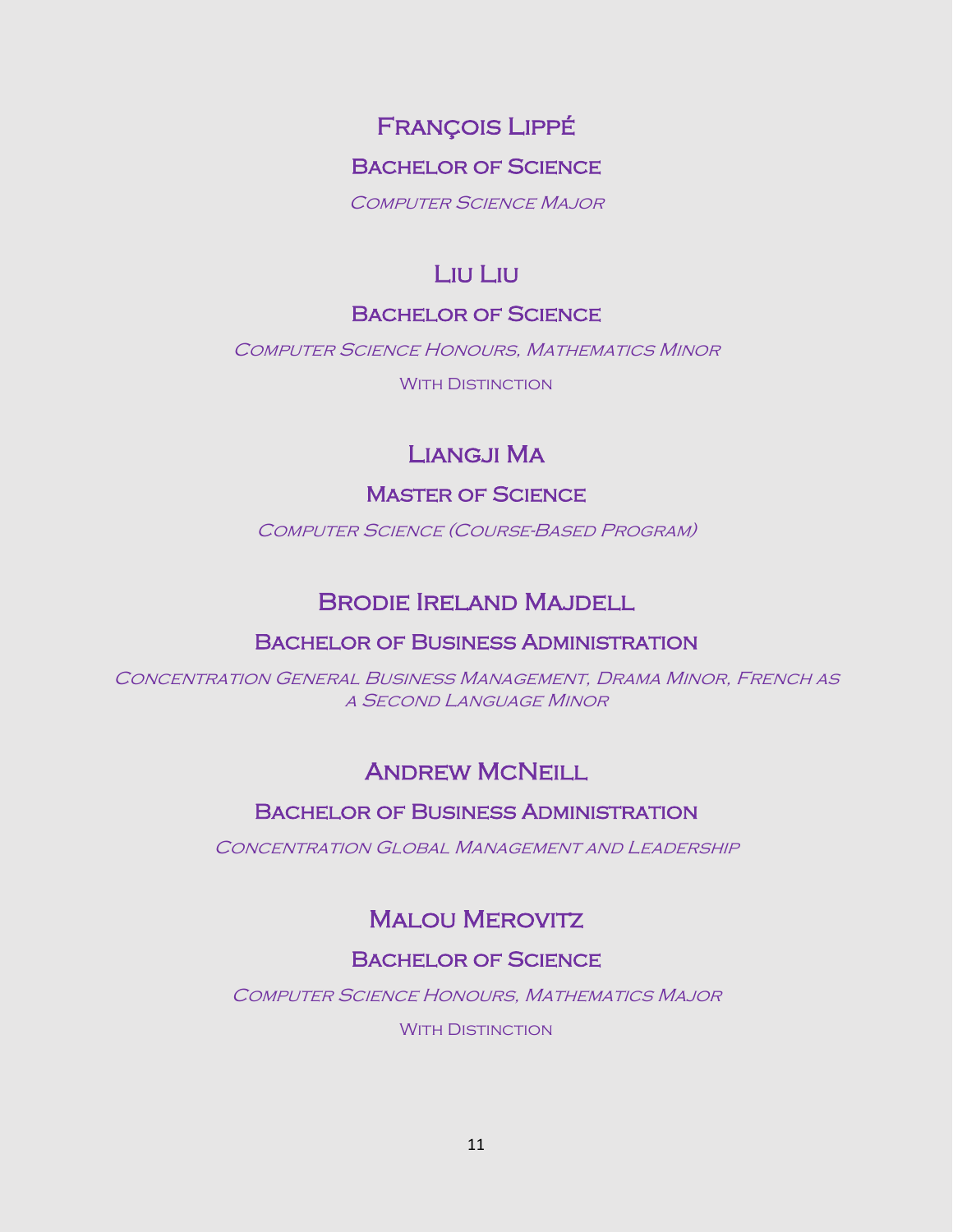## François Lippé

### Bachelor of Science

*Computer Science Major*

## Liu Liu

### Bachelor of Science

*Computer Science Honours, Mathematics Minor*

With Distinction

## Liangji Ma

### Master of Science

*Computer Science (Course-Based Program)*

## Brodie Ireland Majdell

### Bachelor of Business Administration

*Concentration General Business Management, Drama Minor, French as a Second Language Minor*

## Andrew McNeill

### Bachelor of Business Administration

*Concentration Global Management and Leadership*

## Malou Merovitz

### Bachelor of Science

*Computer Science Honours, Mathematics Major*

With Distinction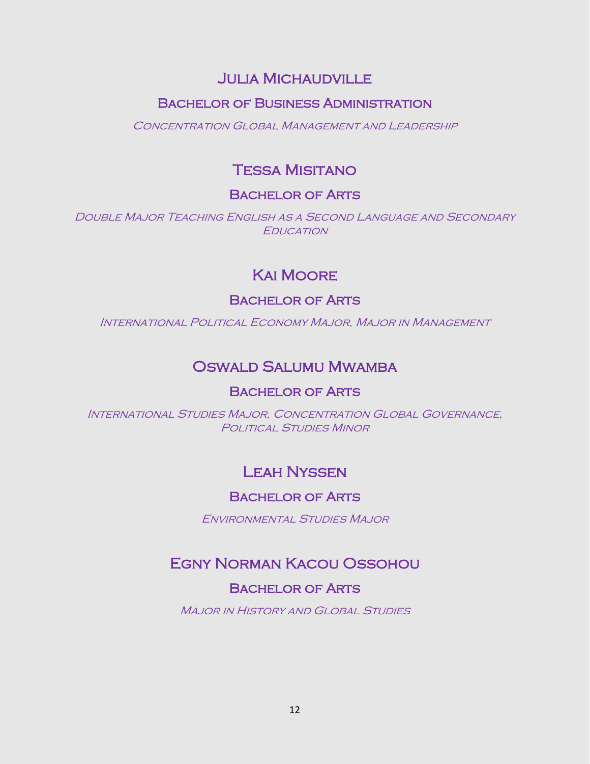## Julia Michaudville

### Bachelor of Business Administration

*Concentration Global Management and Leadership*

## Tessa Misitano

### Bachelor of Arts

*Double Major Teaching English as a Second Language and Secondary Education*

## Kai Moore

### Bachelor of Arts

*International Political Economy Major, Major in Management*

## Oswald Salumu Mwamba

### Bachelor of Arts

*International Studies Major, Concentration Global Governance, Political Studies Minor*

## Leah Nyssen

### Bachelor of Arts

*Environmental Studies Major*

## Egny Norman Kacou Ossohou

### Bachelor of Arts

*Major in History and Global Studies*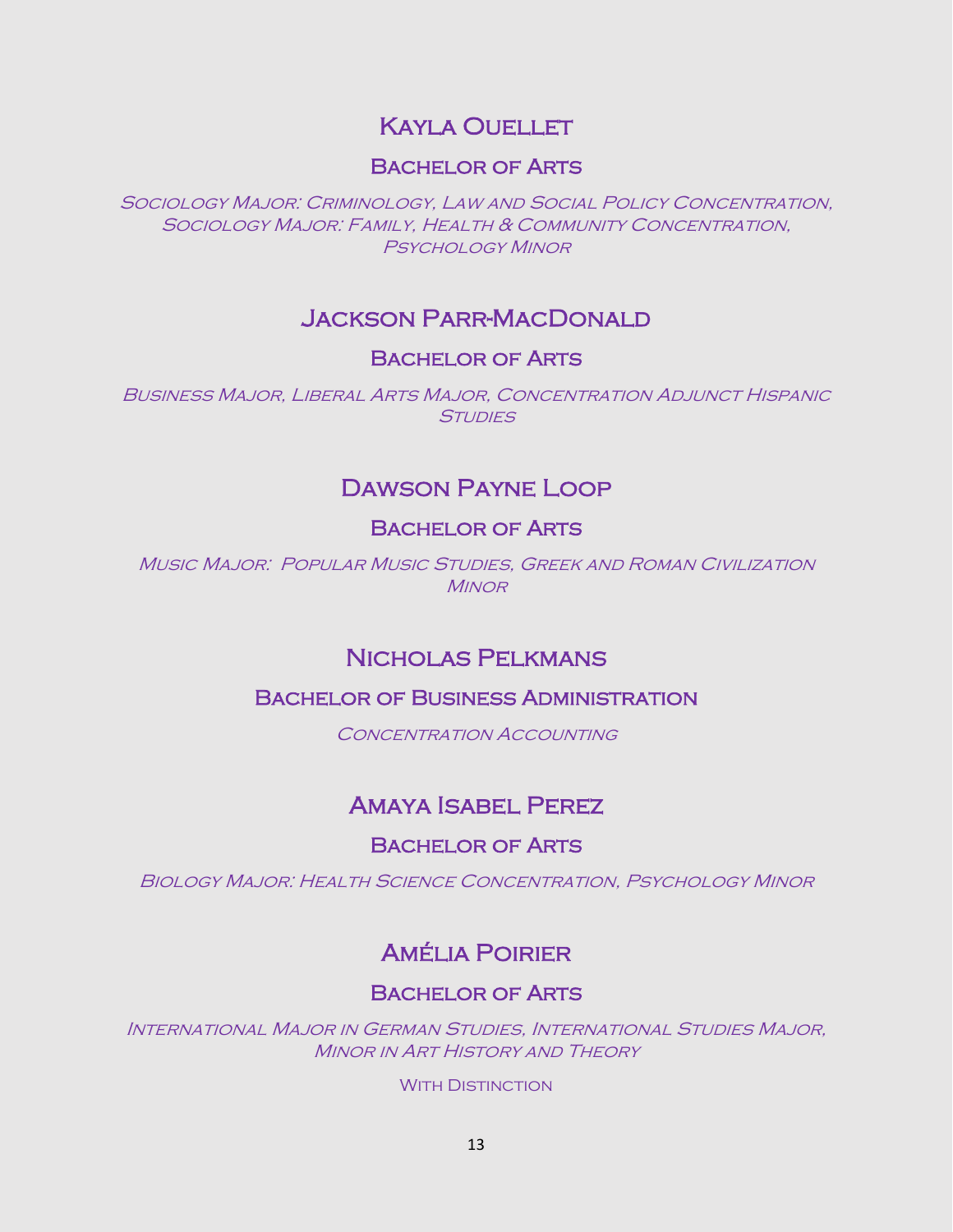## Kayla Ouellet

### Bachelor of Arts

*Sociology Major: Criminology, Law and Social Policy Concentration, Sociology Major: Family, Health & Community Concentration, Psychology Minor*

## Jackson Parr-MacDonald

### Bachelor of Arts

*Business Major, Liberal Arts Major, Concentration Adjunct Hispanic Studies*

## Dawson Payne Loop

### Bachelor of Arts

*Music Major: Popular Music Studies, Greek and Roman Civilization Minor*

## Nicholas Pelkmans

### Bachelor of Business Administration

*Concentration Accounting*

## Amaya Isabel Perez

### Bachelor of Arts

*Biology Major: Health Science Concentration, Psychology Minor*

## Amélia Poirier

### Bachelor of Arts

*International Major in German Studies, International Studies Major, Minor in Art History and Theory*

With Distinction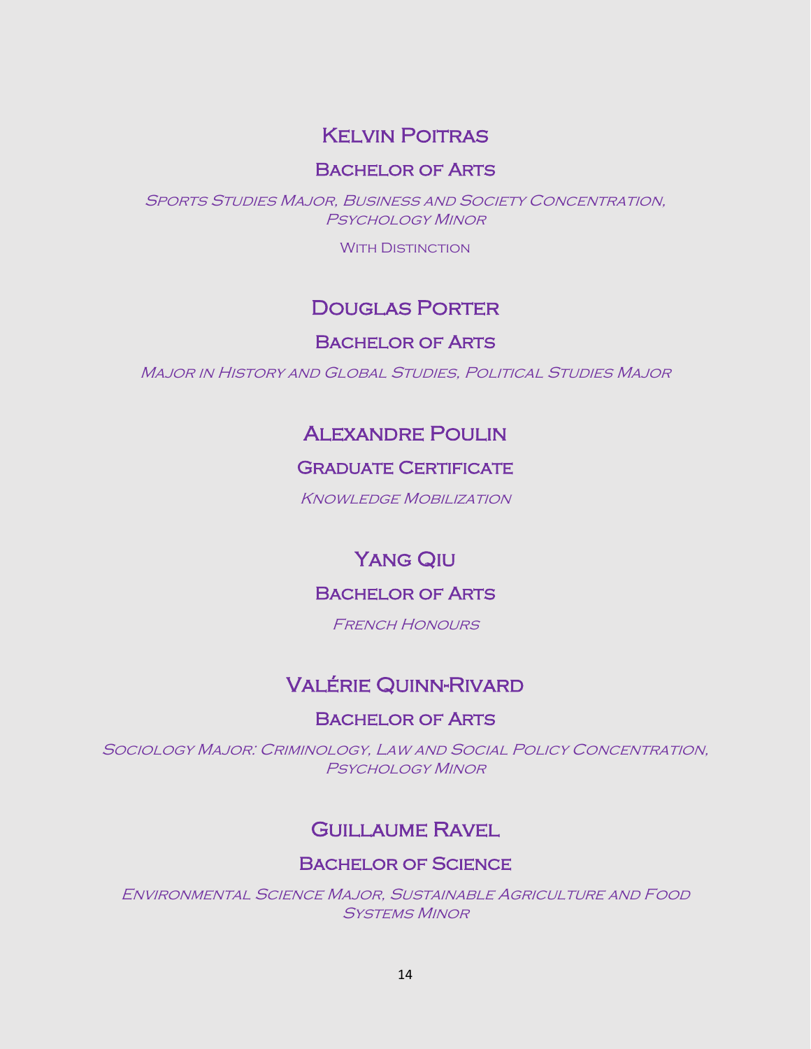## Kelvin Poitras

### Bachelor of Arts

*Sports Studies Major, Business and Society Concentration, Psychology Minor*

With Distinction

## Douglas Porter

### Bachelor of Arts

*Major in History and Global Studies, Political Studies Major*

## Alexandre Poulin

### Graduate Certificate

*Knowledge Mobilization*

## Yang Qiu

### Bachelor of Arts

*French Honours*

## Valérie Quinn-Rivard

### Bachelor of Arts

*Sociology Major: Criminology, Law and Social Policy Concentration, Psychology Minor*

## Guillaume Ravel

### Bachelor of Science

*Environmental Science Major, Sustainable Agriculture and Food Systems Minor*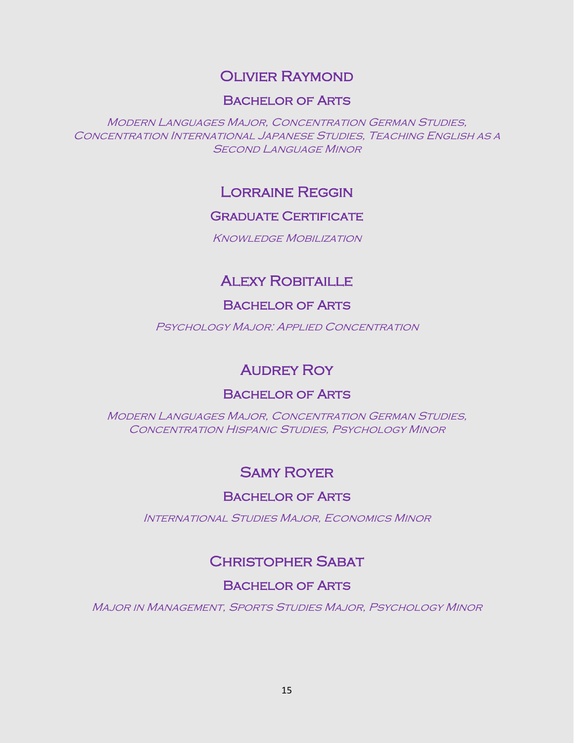## Olivier Raymond

### Bachelor of Arts

*Modern Languages Major, Concentration German Studies, Concentration International Japanese Studies, Teaching English as a Second Language Minor*

## Lorraine Reggin

### Graduate Certificate

*Knowledge Mobilization*

## Alexy Robitaille

### Bachelor of Arts

*Psychology Major: Applied Concentration*

## Audrey Roy

### Bachelor of Arts

*Modern Languages Major, Concentration German Studies, Concentration Hispanic Studies, Psychology Minor*

## Samy Royer

### Bachelor of Arts

*International Studies Major, Economics Minor*

## Christopher Sabat

### Bachelor of Arts

*Major in Management, Sports Studies Major, Psychology Minor*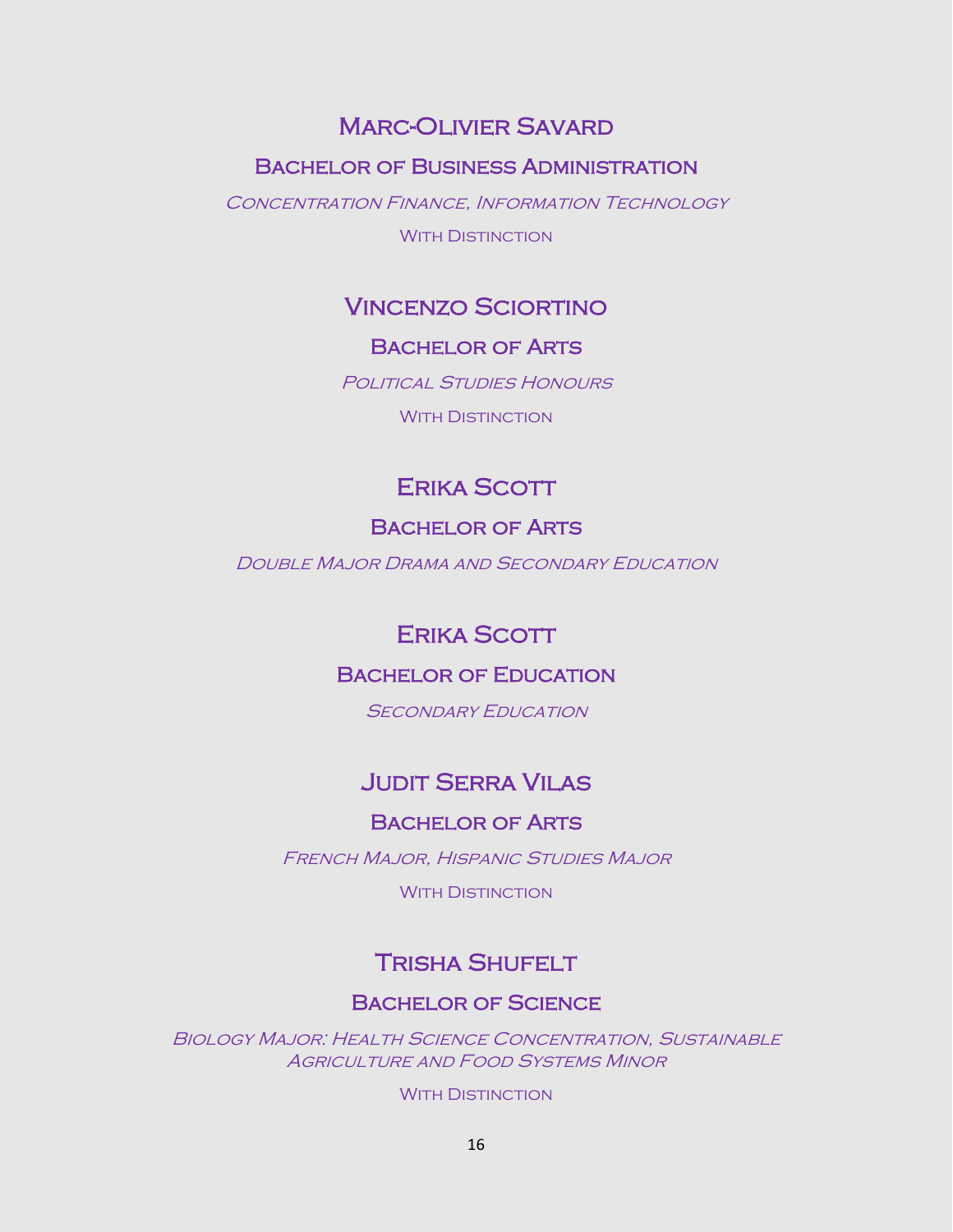## Marc-Olivier Savard

### Bachelor of Business Administration

*Concentration Finance, Information Technology*

With Distinction

## Vincenzo Sciortino

### Bachelor of Arts

*Political Studies Honours*

With Distinction

## Erika Scott

### Bachelor of Arts

*Double Major Drama and Secondary Education*

## Erika Scott

### Bachelor of Education

*Secondary Education*

## Judit Serra Vilas

### Bachelor of Arts

*French Major, Hispanic Studies Major*

With Distinction

## Trisha Shufelt

### Bachelor of Science

*Biology Major: Health Science Concentration, Sustainable Agriculture and Food Systems Minor*

With Distinction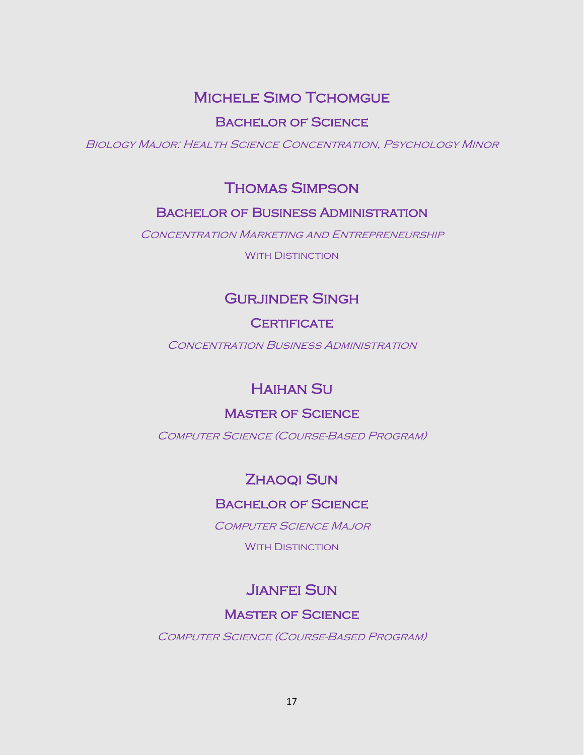### Michele Simo Tchomgue

#### Bachelor of Science

*Biology Major: Health Science Concentration, Psychology Minor*

### Thomas Simpson

#### Bachelor of Business Administration

*Concentration Marketing and Entrepreneurship*

With Distinction

### Gurjinder Singh

#### Certificate

*Concentration Business Administration*

### Haihan Su

#### Master of Science

*Computer Science (Course-Based Program)*

### Zhaoqi Sun

#### Bachelor of Science

*Computer Science Major*

With Distinction

### Jianfei Sun

#### Master of Science

*Computer Science (Course-Based Program)*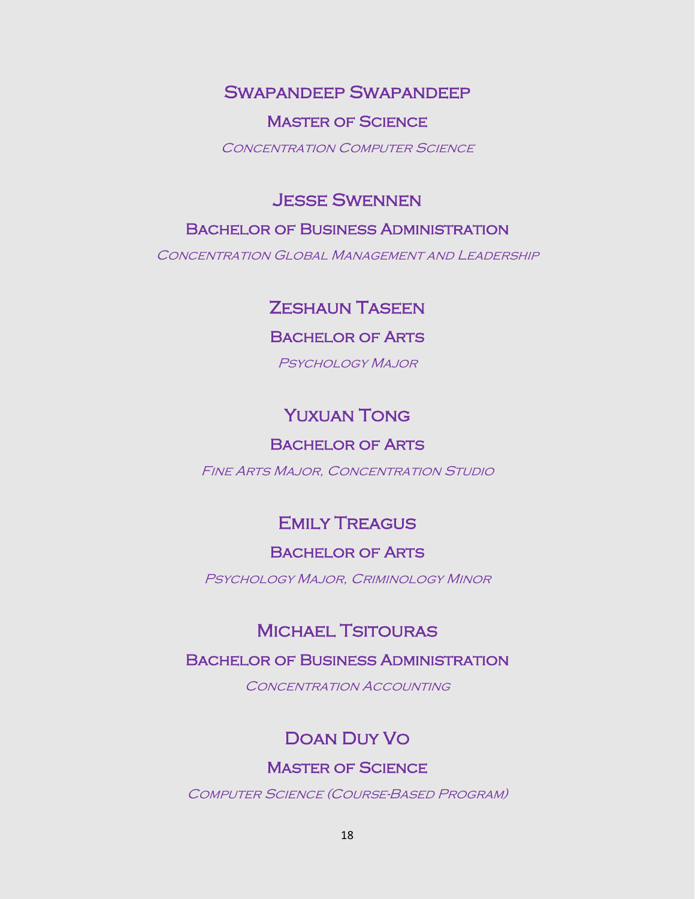## Swapandeep Swapandeep

### Master of Science

*Concentration Computer Science*

## Jesse Swennen

### Bachelor of Business Administration

*Concentration Global Management and Leadership*

## Zeshaun Taseen

### Bachelor of Arts

*Psychology Major*

## Yuxuan Tong

### Bachelor of Arts

*Fine Arts Major, Concentration Studio*

## Emily Treagus

### Bachelor of Arts

*Psychology Major, Criminology Minor*

## Michael Tsitouras

### Bachelor of Business Administration

*Concentration Accounting*

## Doan Duy Vo

### Master of Science

*Computer Science (Course-Based Program)*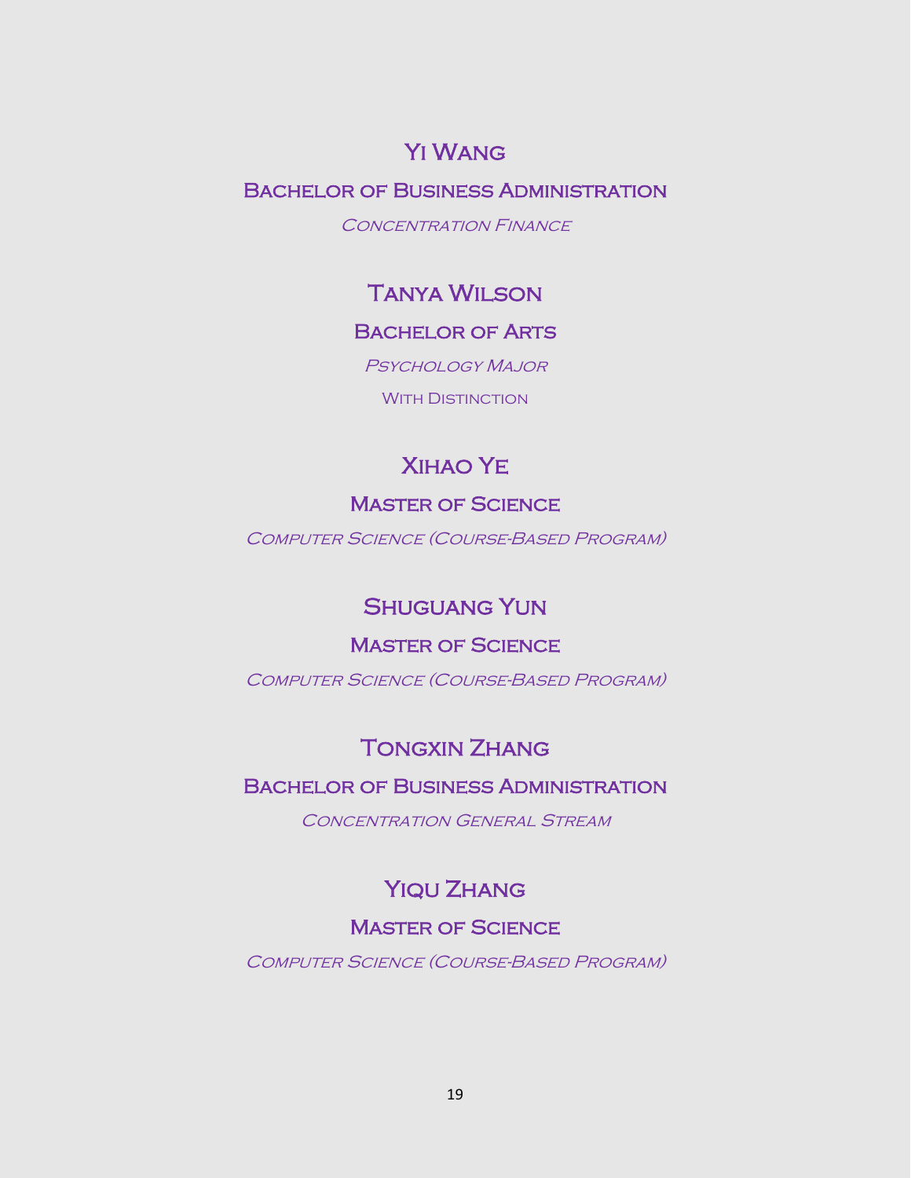### Yi Wang

**Bachelor of Business Administration**

*Concentration Finance*

### Tanya Wilson

**Bachelor of Arts**

*Psychology Major*

With Distinction

### Xihao Ye

**Master of Science**

*Computer Science (Course-Based Program)*

### Shuguang Yun

**Master of Science**

*Computer Science (Course-Based Program)*

### Tongxin Zhang

**Bachelor of Business Administration**

*Concentration General Stream*

### Yiqu Zhang

**Master of Science**

*Computer Science (Course-Based Program)*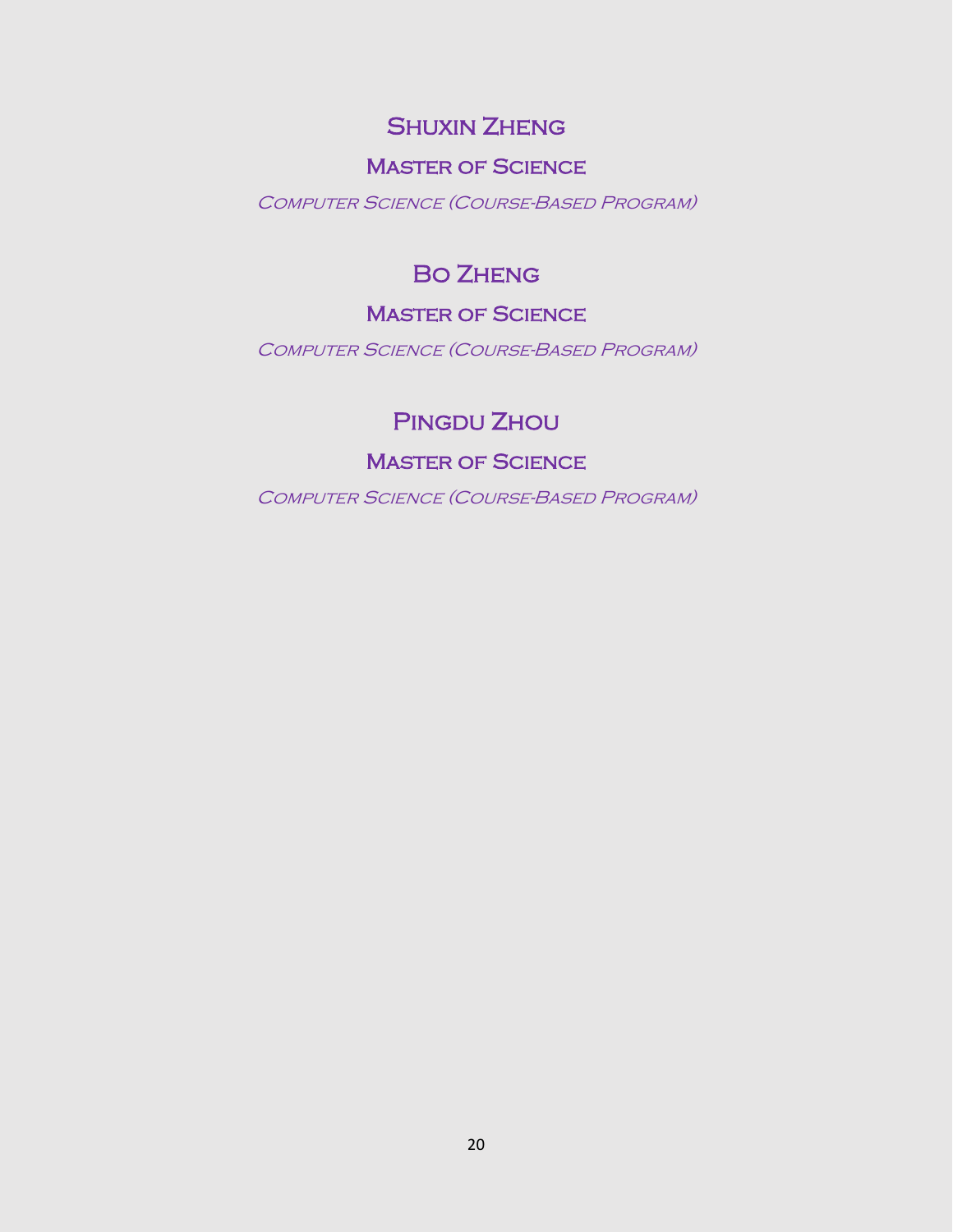## Shuxin Zheng

### Master of Science

*Computer Science (Course-Based Program)*

## Bo Zheng

### Master of Science

*Computer Science (Course-Based Program)*

## Pingdu Zhou

### Master of Science

*Computer Science (Course-Based Program)*